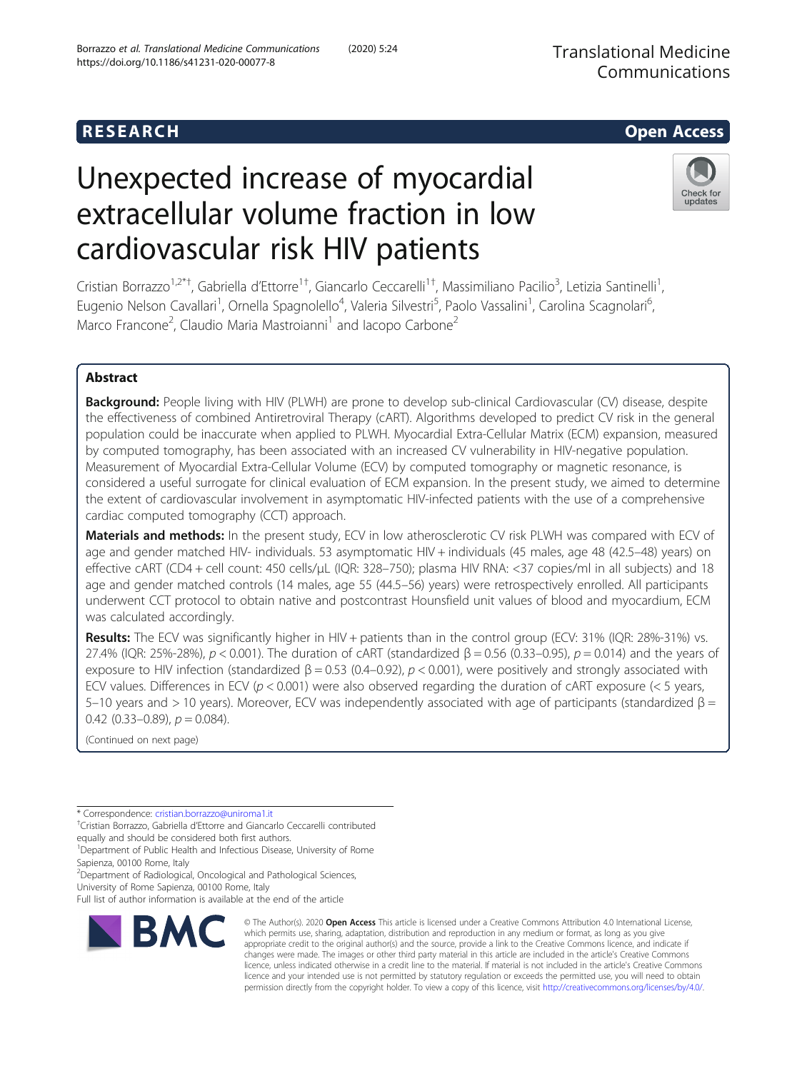RESEARCH

Open Access

# Unexpected increase of myocardial extracellular volume fraction in low cardiovascular risk HIV patients

Cristian Borrazzo[1,2*†], Gabriella d'Ettorre[1†], Giancarlo Ceccarelli[1†], Massimiliano Pacilio[3], Letizia Santinelli[1], Eugenio Nelson Cavallari[1], Ornella Spagnolello[4], Valeria Silvestri[5], Paolo Vassalini[1], Carolina Scagnolari[6], Marco Francone[2], Claudio Maria Mastroianni[1] and Iacopo Carbone[2]

## Abstract

**Background:** People living with HIV (PLWH) are prone to develop sub-clinical Cardiovascular (CV) disease, despite the effectiveness of combined Antiretroviral Therapy (cART). Algorithms developed to predict CV risk in the general population could be inaccurate when applied to PLWH. Myocardial Extra-Cellular Matrix (ECM) expansion, measured by computed tomography, has been associated with an increased CV vulnerability in HIV-negative population. Measurement of Myocardial Extra-Cellular Volume (ECV) by computed tomography or magnetic resonance, is considered a useful surrogate for clinical evaluation of ECM expansion. In the present study, we aimed to determine the extent of cardiovascular involvement in asymptomatic HIV-infected patients with the use of a comprehensive cardiac computed tomography (CCT) approach.

**Materials and methods:** In the present study, ECV in low atherosclerotic CV risk PLWH was compared with ECV of age and gender matched HIV- individuals. 53 asymptomatic HIV + individuals (45 males, age 48 (42.5–48) years) on effective cART (CD4 + cell count: 450 cells/μL (IQR: 328–750); plasma HIV RNA: <37 copies/ml in all subjects) and 18 age and gender matched controls (14 males, age 55 (44.5–56) years) were retrospectively enrolled. All participants underwent CCT protocol to obtain native and postcontrast Hounsfield unit values of blood and myocardium, ECM was calculated accordingly.

**Results:** The ECV was significantly higher in HIV + patients than in the control group (ECV: 31% (IQR: 28%-31%) vs. 27.4% (IQR: 25%-28%), $p < 0.001$). The duration of cART (standardized $\beta = 0.56$ (0.33–0.95), $p = 0.014$) and the years of exposure to HIV infection (standardized $\beta = 0.53$ (0.4–0.92), $p < 0.001$), were positively and strongly associated with ECV values. Differences in ECV ($p < 0.001$) were also observed regarding the duration of cART exposure (< 5 years, 5–10 years and > 10 years). Moreover, ECV was independently associated with age of participants (standardized $\beta = 0.42$ (0.33–0.89), $p = 0.084$).

(Continued on next page)

---

* Correspondence: cristian.borrazzo@uniroma1.it

†Cristian Borrazzo, Gabriella d'Ettorre and Giancarlo Ceccarelli contributed equally and should be considered both first authors.

[1]Department of Public Health and Infectious Disease, University of Rome Sapienza, 00100 Rome, Italy

[2]Department of Radiological, Oncological and Pathological Sciences, University of Rome Sapienza, 00100 Rome, Italy

Full list of author information is available at the end of the article

© The Author(s). 2020 **Open Access** This article is licensed under a Creative Commons Attribution 4.0 International License, which permits use, sharing, adaptation, distribution and reproduction in any medium or format, as long as you give appropriate credit to the original author(s) and the source, provide a link to the Creative Commons licence, and indicate if changes were made. The images or other third party material in this article are included in the article's Creative Commons licence, unless indicated otherwise in a credit line to the material. If material is not included in the article's Creative Commons licence and your intended use is not permitted by statutory regulation or exceeds the permitted use, you will need to obtain permission directly from the copyright holder. To view a copy of this licence, visit http://creativecommons.org/licenses/by/4.0/.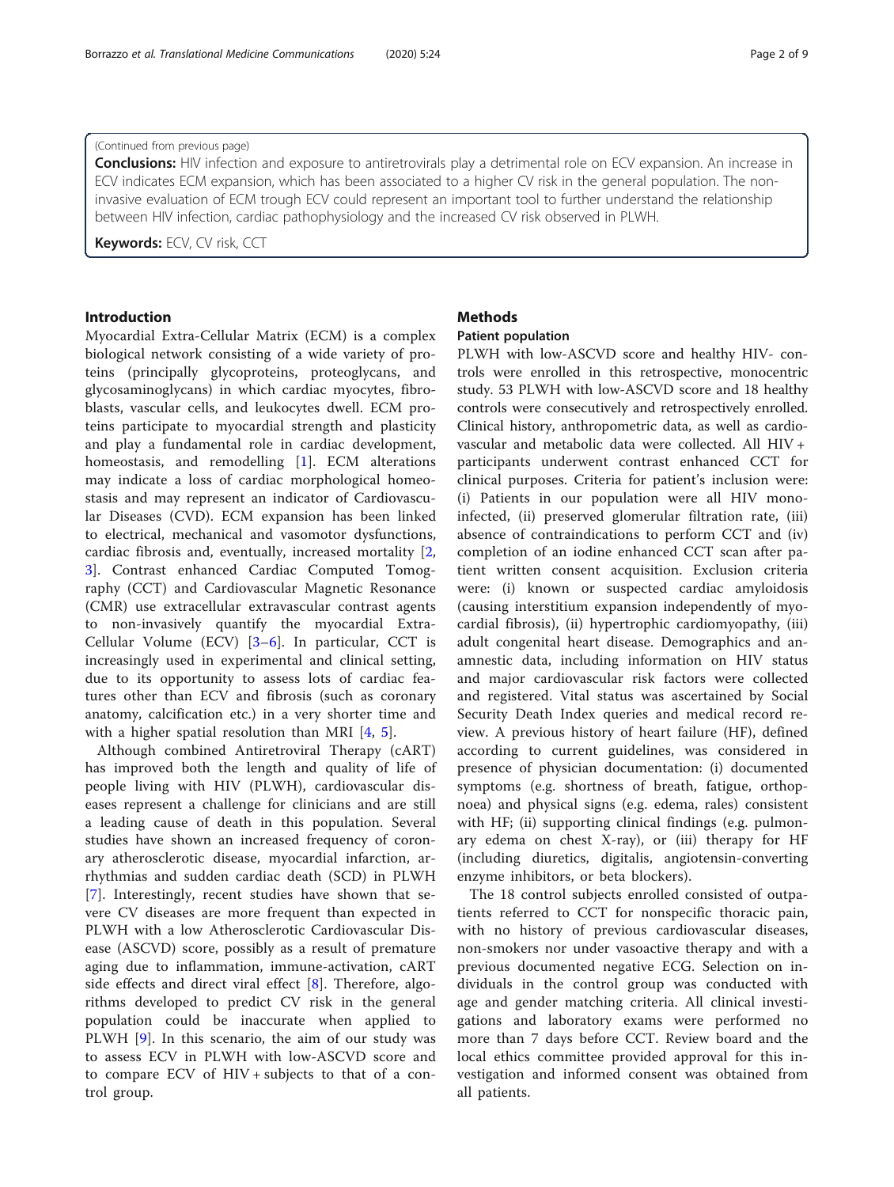(Continued from previous page)

**Conclusions:** HIV infection and exposure to antiretrovirals play a detrimental role on ECV expansion. An increase in ECV indicates ECM expansion, which has been associated to a higher CV risk in the general population. The non-invasive evaluation of ECM trough ECV could represent an important tool to further understand the relationship between HIV infection, cardiac pathophysiology and the increased CV risk observed in PLWH.

**Keywords:** ECV, CV risk, CCT

## Introduction

Myocardial Extra-Cellular Matrix (ECM) is a complex biological network consisting of a wide variety of proteins (principally glycoproteins, proteoglycans, and glycosaminoglycans) in which cardiac myocytes, fibroblasts, vascular cells, and leukocytes dwell. ECM proteins participate to myocardial strength and plasticity and play a fundamental role in cardiac development, homeostasis, and remodelling [1]. ECM alterations may indicate a loss of cardiac morphological homeostasis and may represent an indicator of Cardiovascular Diseases (CVD). ECM expansion has been linked to electrical, mechanical and vasomotor dysfunctions, cardiac fibrosis and, eventually, increased mortality [2, 3]. Contrast enhanced Cardiac Computed Tomography (CCT) and Cardiovascular Magnetic Resonance (CMR) use extracellular extravascular contrast agents to non-invasively quantify the myocardial Extra-Cellular Volume (ECV) [3–6]. In particular, CCT is increasingly used in experimental and clinical setting, due to its opportunity to assess lots of cardiac features other than ECV and fibrosis (such as coronary anatomy, calcification etc.) in a very shorter time and with a higher spatial resolution than MRI [4, 5].

Although combined Antiretroviral Therapy (cART) has improved both the length and quality of life of people living with HIV (PLWH), cardiovascular diseases represent a challenge for clinicians and are still a leading cause of death in this population. Several studies have shown an increased frequency of coronary atherosclerotic disease, myocardial infarction, arrhythmias and sudden cardiac death (SCD) in PLWH [7]. Interestingly, recent studies have shown that severe CV diseases are more frequent than expected in PLWH with a low Atherosclerotic Cardiovascular Disease (ASCVD) score, possibly as a result of premature aging due to inflammation, immune-activation, cART side effects and direct viral effect [8]. Therefore, algorithms developed to predict CV risk in the general population could be inaccurate when applied to PLWH [9]. In this scenario, the aim of our study was to assess ECV in PLWH with low-ASCVD score and to compare ECV of HIV + subjects to that of a control group.

## Methods

### Patient population

PLWH with low-ASCVD score and healthy HIV- controls were enrolled in this retrospective, monocentric study. 53 PLWH with low-ASCVD score and 18 healthy controls were consecutively and retrospectively enrolled. Clinical history, anthropometric data, as well as cardiovascular and metabolic data were collected. All HIV + participants underwent contrast enhanced CCT for clinical purposes. Criteria for patient's inclusion were: (i) Patients in our population were all HIV mono-infected, (ii) preserved glomerular filtration rate, (iii) absence of contraindications to perform CCT and (iv) completion of an iodine enhanced CCT scan after patient written consent acquisition. Exclusion criteria were: (i) known or suspected cardiac amyloidosis (causing interstitium expansion independently of myocardial fibrosis), (ii) hypertrophic cardiomyopathy, (iii) adult congenital heart disease. Demographics and anamnestic data, including information on HIV status and major cardiovascular risk factors were collected and registered. Vital status was ascertained by Social Security Death Index queries and medical record review. A previous history of heart failure (HF), defined according to current guidelines, was considered in presence of physician documentation: (i) documented symptoms (e.g. shortness of breath, fatigue, orthopnoea) and physical signs (e.g. edema, rales) consistent with HF; (ii) supporting clinical findings (e.g. pulmonary edema on chest X-ray), or (iii) therapy for HF (including diuretics, digitalis, angiotensin-converting enzyme inhibitors, or beta blockers).

The 18 control subjects enrolled consisted of outpatients referred to CCT for nonspecific thoracic pain, with no history of previous cardiovascular diseases, non-smokers nor under vasoactive therapy and with a previous documented negative ECG. Selection on individuals in the control group was conducted with age and gender matching criteria. All clinical investigations and laboratory exams were performed no more than 7 days before CCT. Review board and the local ethics committee provided approval for this investigation and informed consent was obtained from all patients.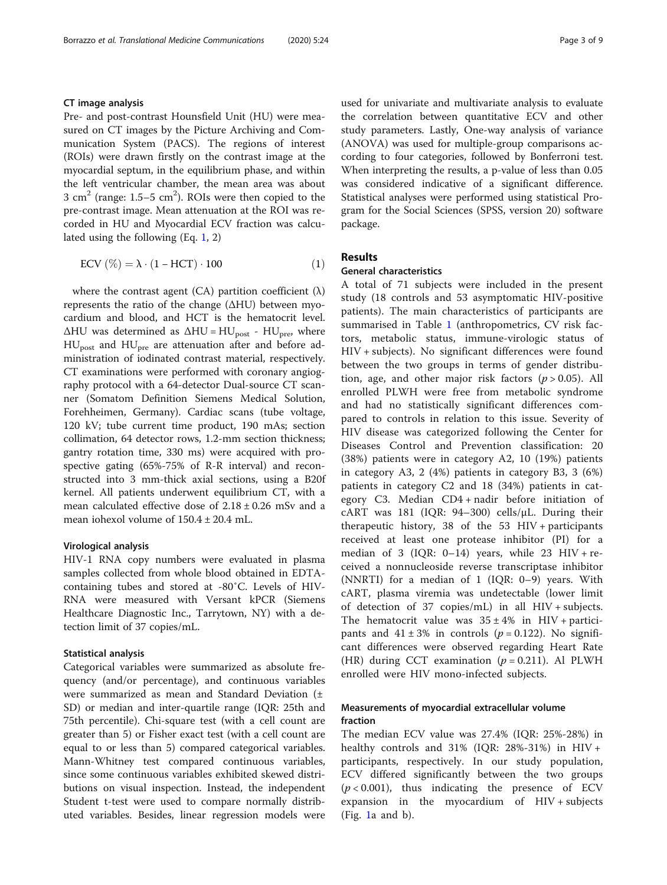### CT image analysis

Pre- and post-contrast Hounsfield Unit (HU) were measured on CT images by the Picture Archiving and Communication System (PACS). The regions of interest (ROIs) were drawn firstly on the contrast image at the myocardial septum, in the equilibrium phase, and within the left ventricular chamber, the mean area was about 3 $cm^2$ (range: 1.5–5 $cm^2$). ROIs were then copied to the pre-contrast image. Mean attenuation at the ROI was recorded in HU and Myocardial ECV fraction was calculated using the following (Eq. 1, 2)

$$\text{ECV}\ (\%) = \lambda \cdot (1 - \text{HCT}) \cdot 100 \tag{1}$$

where the contrast agent (CA) partition coefficient (λ) represents the ratio of the change (ΔHU) between myocardium and blood, and HCT is the hematocrit level. ΔHU was determined as $\Delta HU = HU_{post} - HU_{pre}$, where $HU_{post}$ and $HU_{pre}$ are attenuation after and before administration of iodinated contrast material, respectively. CT examinations were performed with coronary angiography protocol with a 64-detector Dual-source CT scanner (Somatom Definition Siemens Medical Solution, Forehheimen, Germany). Cardiac scans (tube voltage, 120 kV; tube current time product, 190 mAs; section collimation, 64 detector rows, 1.2-mm section thickness; gantry rotation time, 330 ms) were acquired with prospective gating (65%-75% of R-R interval) and reconstructed into 3 mm-thick axial sections, using a B20f kernel. All patients underwent equilibrium CT, with a mean calculated effective dose of 2.18 ± 0.26 mSv and a mean iohexol volume of 150.4 ± 20.4 mL.

### Virological analysis

HIV-1 RNA copy numbers were evaluated in plasma samples collected from whole blood obtained in EDTA-containing tubes and stored at -80˚C. Levels of HIV-RNA were measured with Versant kPCR (Siemens Healthcare Diagnostic Inc., Tarrytown, NY) with a detection limit of 37 copies/mL.

### Statistical analysis

Categorical variables were summarized as absolute frequency (and/or percentage), and continuous variables were summarized as mean and Standard Deviation (± SD) or median and inter-quartile range (IQR: 25th and 75th percentile). Chi-square test (with a cell count are greater than 5) or Fisher exact test (with a cell count are equal to or less than 5) compared categorical variables. Mann-Whitney test compared continuous variables, since some continuous variables exhibited skewed distributions on visual inspection. Instead, the independent Student t-test were used to compare normally distributed variables. Besides, linear regression models were used for univariate and multivariate analysis to evaluate the correlation between quantitative ECV and other study parameters. Lastly, One-way analysis of variance (ANOVA) was used for multiple-group comparisons according to four categories, followed by Bonferroni test. When interpreting the results, a p-value of less than 0.05 was considered indicative of a significant difference. Statistical analyses were performed using statistical Program for the Social Sciences (SPSS, version 20) software package.

## Results

### General characteristics

A total of 71 subjects were included in the present study (18 controls and 53 asymptomatic HIV-positive patients). The main characteristics of participants are summarised in Table 1 (anthropometrics, CV risk factors, metabolic status, immune-virologic status of HIV + subjects). No significant differences were found between the two groups in terms of gender distribution, age, and other major risk factors ($p > 0.05$). All enrolled PLWH were free from metabolic syndrome and had no statistically significant differences compared to controls in relation to this issue. Severity of HIV disease was categorized following the Center for Diseases Control and Prevention classification: 20 (38%) patients were in category A2, 10 (19%) patients in category A3, 2 (4%) patients in category B3, 3 (6%) patients in category C2 and 18 (34%) patients in category C3. Median CD4 + nadir before initiation of cART was 181 (IQR: 94–300) cells/μL. During their therapeutic history, 38 of the 53 HIV + participants received at least one protease inhibitor (PI) for a median of 3 (IQR: 0–14) years, while 23 HIV + received a nonnucleoside reverse transcriptase inhibitor (NNRTI) for a median of 1 (IQR: 0–9) years. With cART, plasma viremia was undetectable (lower limit of detection of 37 copies/mL) in all HIV + subjects. The hematocrit value was 35 ± 4% in HIV + participants and 41 ± 3% in controls ($p = 0.122$). No significant differences were observed regarding Heart Rate (HR) during CCT examination ($p = 0.211$). Al PLWH enrolled were HIV mono-infected subjects.

### Measurements of myocardial extracellular volume fraction

The median ECV value was 27.4% (IQR: 25%-28%) in healthy controls and 31% (IQR: 28%-31%) in HIV + participants, respectively. In our study population, ECV differed significantly between the two groups ($p < 0.001$), thus indicating the presence of ECV expansion in the myocardium of HIV + subjects (Fig. 1a and b).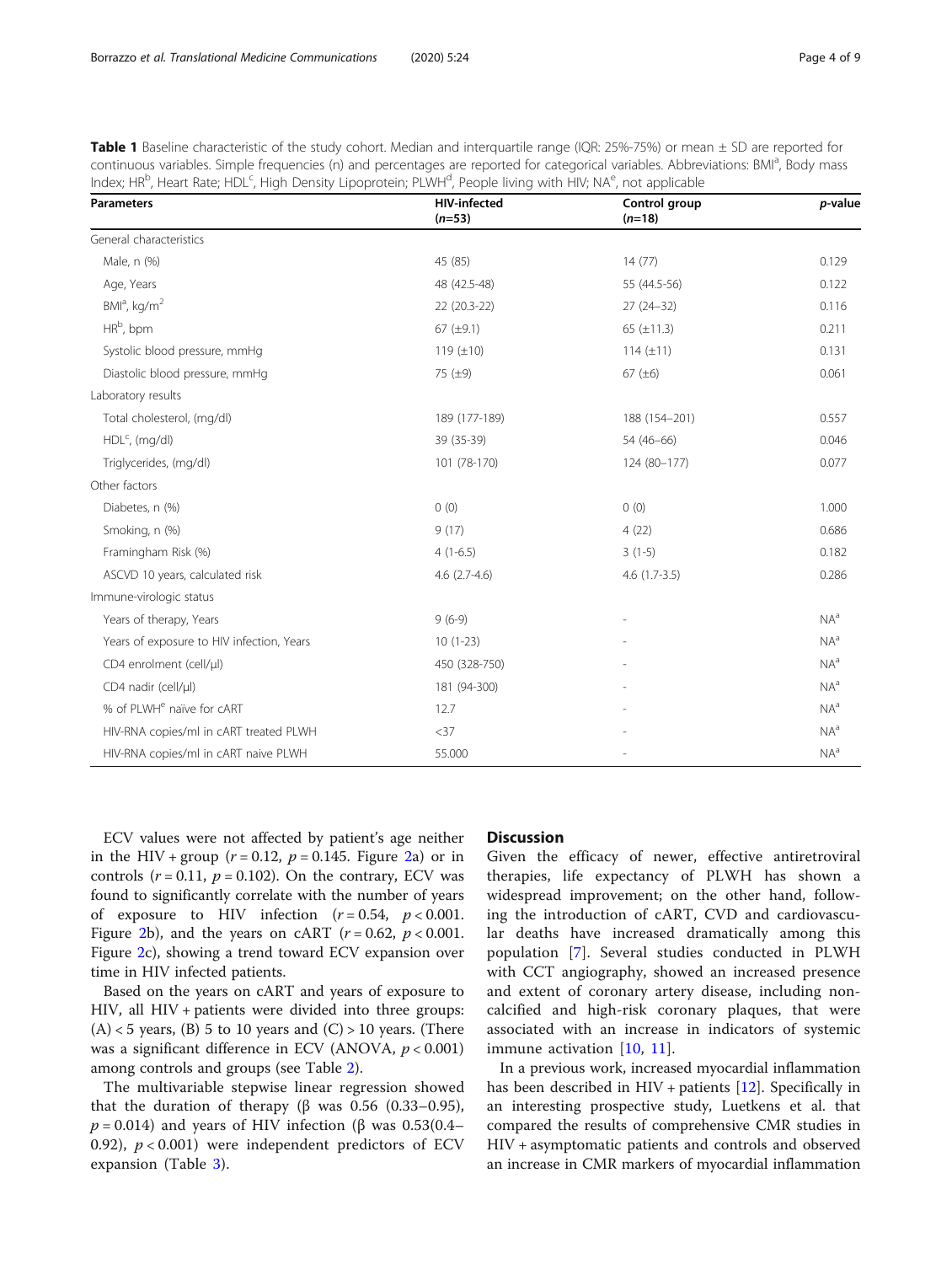**Table 1** Baseline characteristic of the study cohort. Median and interquartile range (IQR: 25%-75%) or mean ± SD are reported for continuous variables. Simple frequencies (n) and percentages are reported for categorical variables. Abbreviations: BMI[a], Body mass Index; HR[b], Heart Rate; HDL[c], High Density Lipoprotein; PLWH[d], People living with HIV; NA[e], not applicable

| Parameters | HIV-infected (n=53) | Control group (n=18) | p-value |
|---|---|---|---|
| General characteristics | | | |
| Male, n (%) | 45 (85) | 14 (77) | 0.129 |
| Age, Years | 48 (42.5-48) | 55 (44.5-56) | 0.122 |
| BMI[a], kg/m$^2$ | 22 (20.3-22) | 27 (24–32) | 0.116 |
| HR[b], bpm | 67 (±9.1) | 65 (±11.3) | 0.211 |
| Systolic blood pressure, mmHg | 119 (±10) | 114 (±11) | 0.131 |
| Diastolic blood pressure, mmHg | 75 (±9) | 67 (±6) | 0.061 |
| Laboratory results | | | |
| Total cholesterol, (mg/dl) | 189 (177-189) | 188 (154–201) | 0.557 |
| HDL[c], (mg/dl) | 39 (35-39) | 54 (46–66) | 0.046 |
| Triglycerides, (mg/dl) | 101 (78-170) | 124 (80–177) | 0.077 |
| Other factors | | | |
| Diabetes, n (%) | 0 (0) | 0 (0) | 1.000 |
| Smoking, n (%) | 9 (17) | 4 (22) | 0.686 |
| Framingham Risk (%) | 4 (1-6.5) | 3 (1-5) | 0.182 |
| ASCVD 10 years, calculated risk | 4.6 (2.7-4.6) | 4.6 (1.7-3.5) | 0.286 |
| Immune-virologic status | | | |
| Years of therapy, Years | 9 (6-9) | - | NA[a] |
| Years of exposure to HIV infection, Years | 10 (1-23) | - | NA[a] |
| CD4 enrolment (cell/μl) | 450 (328-750) | - | NA[a] |
| CD4 nadir (cell/μl) | 181 (94-300) | - | NA[a] |
| % of PLWH[e] naïve for cART | 12.7 | - | NA[a] |
| HIV-RNA copies/ml in cART treated PLWH | <37 | - | NA[a] |
| HIV-RNA copies/ml in cART naive PLWH | 55.000 | - | NA[a] |

ECV values were not affected by patient's age neither in the HIV + group ($r = 0.12$, $p = 0.145$. Figure 2a) or in controls ($r = 0.11$, $p = 0.102$). On the contrary, ECV was found to significantly correlate with the number of years of exposure to HIV infection ($r = 0.54$, $p < 0.001$. Figure 2b), and the years on cART ($r = 0.62$, $p < 0.001$. Figure 2c), showing a trend toward ECV expansion over time in HIV infected patients.

Based on the years on cART and years of exposure to HIV, all HIV + patients were divided into three groups: (A) < 5 years, (B) 5 to 10 years and (C) > 10 years. (There was a significant difference in ECV (ANOVA, $p < 0.001$) among controls and groups (see Table 2).

The multivariable stepwise linear regression showed that the duration of therapy (β was 0.56 (0.33–0.95), $p = 0.014$) and years of HIV infection (β was 0.53(0.4–0.92), $p < 0.001$) were independent predictors of ECV expansion (Table 3).

## Discussion

Given the efficacy of newer, effective antiretroviral therapies, life expectancy of PLWH has shown a widespread improvement; on the other hand, following the introduction of cART, CVD and cardiovascular deaths have increased dramatically among this population [7]. Several studies conducted in PLWH with CCT angiography, showed an increased presence and extent of coronary artery disease, including non-calcified and high-risk coronary plaques, that were associated with an increase in indicators of systemic immune activation [10, 11].

In a previous work, increased myocardial inflammation has been described in HIV + patients [12]. Specifically in an interesting prospective study, Luetkens et al. that compared the results of comprehensive CMR studies in HIV + asymptomatic patients and controls and observed an increase in CMR markers of myocardial inflammation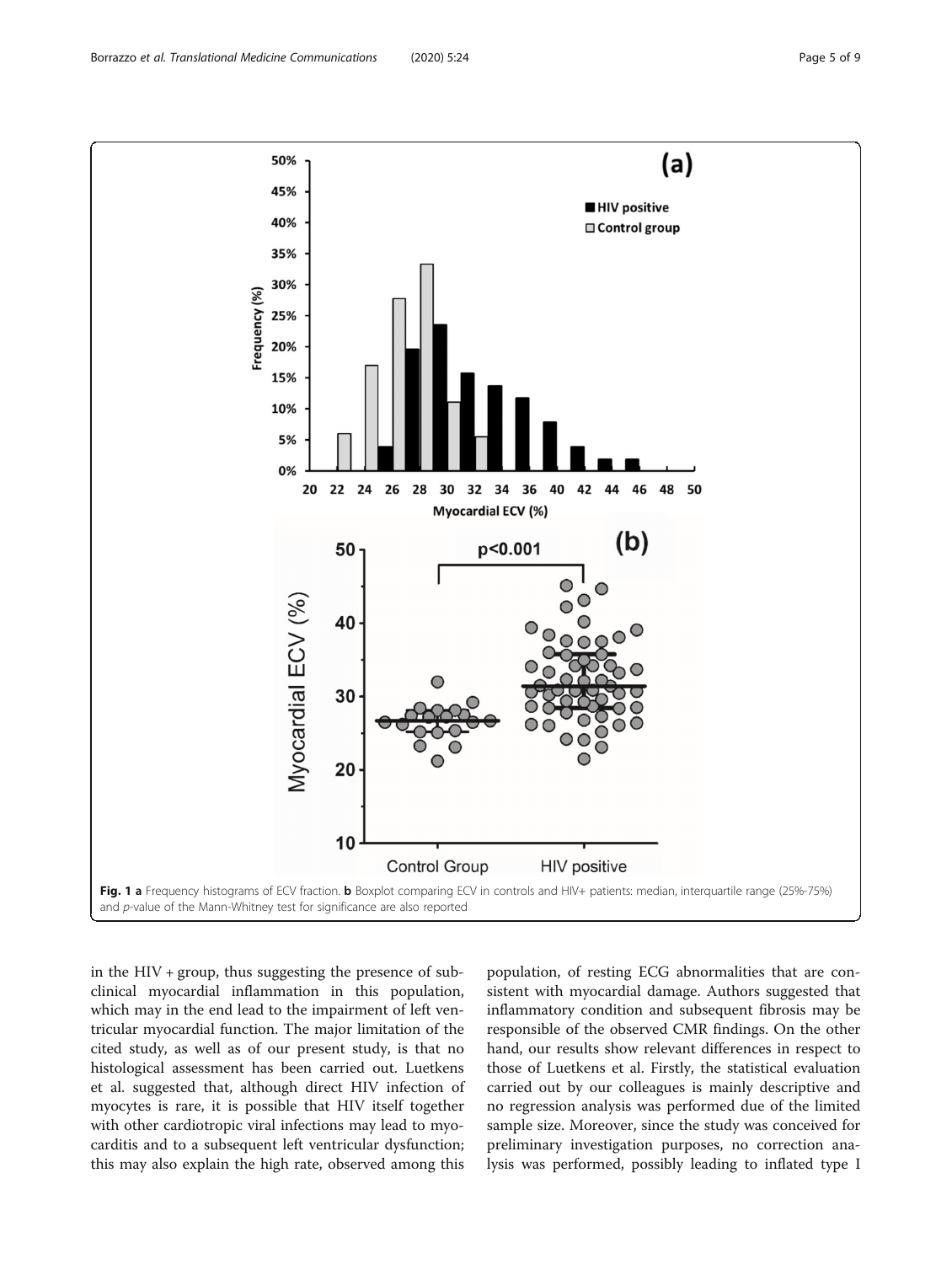**Fig. 1** **a** Frequency histograms of ECV fraction. **b** Boxplot comparing ECV in controls and HIV+ patients: median, interquartile range (25%-75%) and *p*-value of the Mann-Whitney test for significance are also reported

in the HIV + group, thus suggesting the presence of subclinical myocardial inflammation in this population, which may in the end lead to the impairment of left ventricular myocardial function. The major limitation of the cited study, as well as of our present study, is that no histological assessment has been carried out. Luetkens et al. suggested that, although direct HIV infection of myocytes is rare, it is possible that HIV itself together with other cardiotropic viral infections may lead to myocarditis and to a subsequent left ventricular dysfunction; this may also explain the high rate, observed among this population, of resting ECG abnormalities that are consistent with myocardial damage. Authors suggested that inflammatory condition and subsequent fibrosis may be responsible of the observed CMR findings. On the other hand, our results show relevant differences in respect to those of Luetkens et al. Firstly, the statistical evaluation carried out by our colleagues is mainly descriptive and no regression analysis was performed due of the limited sample size. Moreover, since the study was conceived for preliminary investigation purposes, no correction analysis was performed, possibly leading to inflated type I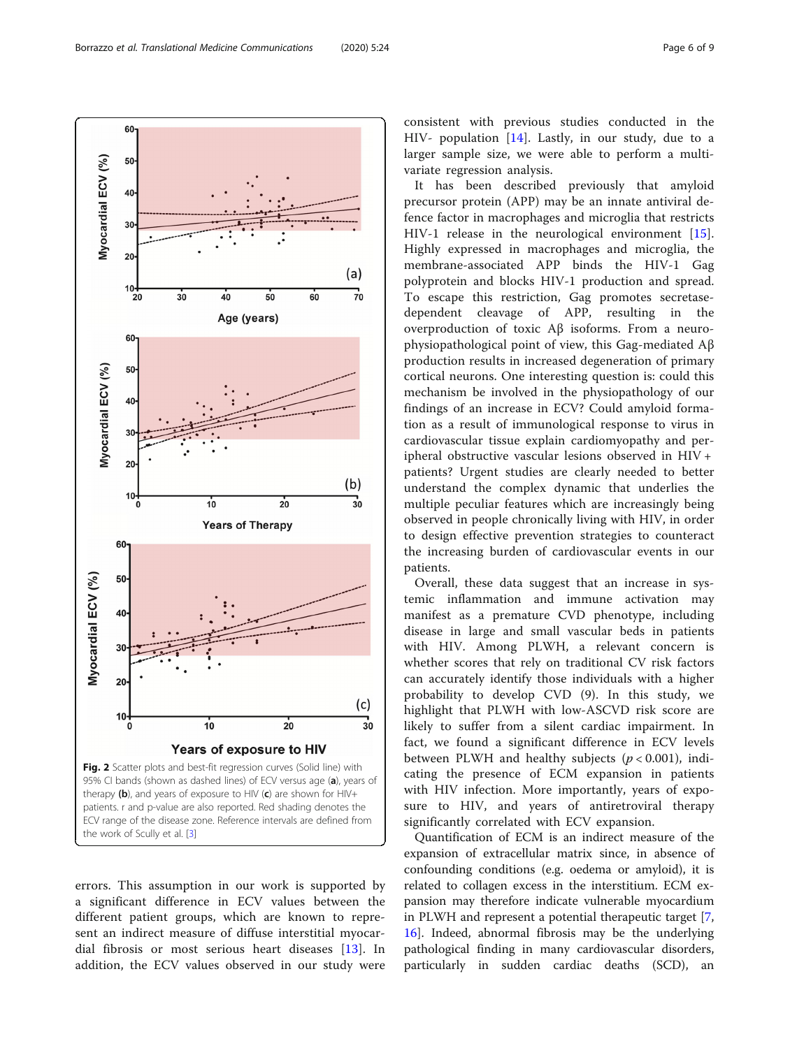Fig. 2 Scatter plots and best-fit regression curves (Solid line) with 95% CI bands (shown as dashed lines) of ECV versus age (**a**), years of therapy (**b**), and years of exposure to HIV (**c**) are shown for HIV+ patients. r and p-value are also reported. Red shading denotes the ECV range of the disease zone. Reference intervals are defined from the work of Scully et al. [3]

errors. This assumption in our work is supported by a significant difference in ECV values between the different patient groups, which are known to represent an indirect measure of diffuse interstitial myocardial fibrosis or most serious heart diseases [13]. In addition, the ECV values observed in our study were consistent with previous studies conducted in the HIV- population [14]. Lastly, in our study, due to a larger sample size, we were able to perform a multivariate regression analysis.

It has been described previously that amyloid precursor protein (APP) may be an innate antiviral defence factor in macrophages and microglia that restricts HIV-1 release in the neurological environment [15]. Highly expressed in macrophages and microglia, the membrane-associated APP binds the HIV-1 Gag polyprotein and blocks HIV-1 production and spread. To escape this restriction, Gag promotes secretase-dependent cleavage of APP, resulting in the overproduction of toxic Aβ isoforms. From a neurophysiopathological point of view, this Gag-mediated Aβ production results in increased degeneration of primary cortical neurons. One interesting question is: could this mechanism be involved in the physiopathology of our findings of an increase in ECV? Could amyloid formation as a result of immunological response to virus in cardiovascular tissue explain cardiomyopathy and peripheral obstructive vascular lesions observed in HIV + patients? Urgent studies are clearly needed to better understand the complex dynamic that underlies the multiple peculiar features which are increasingly being observed in people chronically living with HIV, in order to design effective prevention strategies to counteract the increasing burden of cardiovascular events in our patients.

Overall, these data suggest that an increase in systemic inflammation and immune activation may manifest as a premature CVD phenotype, including disease in large and small vascular beds in patients with HIV. Among PLWH, a relevant concern is whether scores that rely on traditional CV risk factors can accurately identify those individuals with a higher probability to develop CVD (9). In this study, we highlight that PLWH with low-ASCVD risk score are likely to suffer from a silent cardiac impairment. In fact, we found a significant difference in ECV levels between PLWH and healthy subjects ($p < 0.001$), indicating the presence of ECM expansion in patients with HIV infection. More importantly, years of exposure to HIV, and years of antiretroviral therapy significantly correlated with ECV expansion.

Quantification of ECM is an indirect measure of the expansion of extracellular matrix since, in absence of confounding conditions (e.g. oedema or amyloid), it is related to collagen excess in the interstitium. ECM expansion may therefore indicate vulnerable myocardium in PLWH and represent a potential therapeutic target [7, 16]. Indeed, abnormal fibrosis may be the underlying pathological finding in many cardiovascular disorders, particularly in sudden cardiac deaths (SCD), an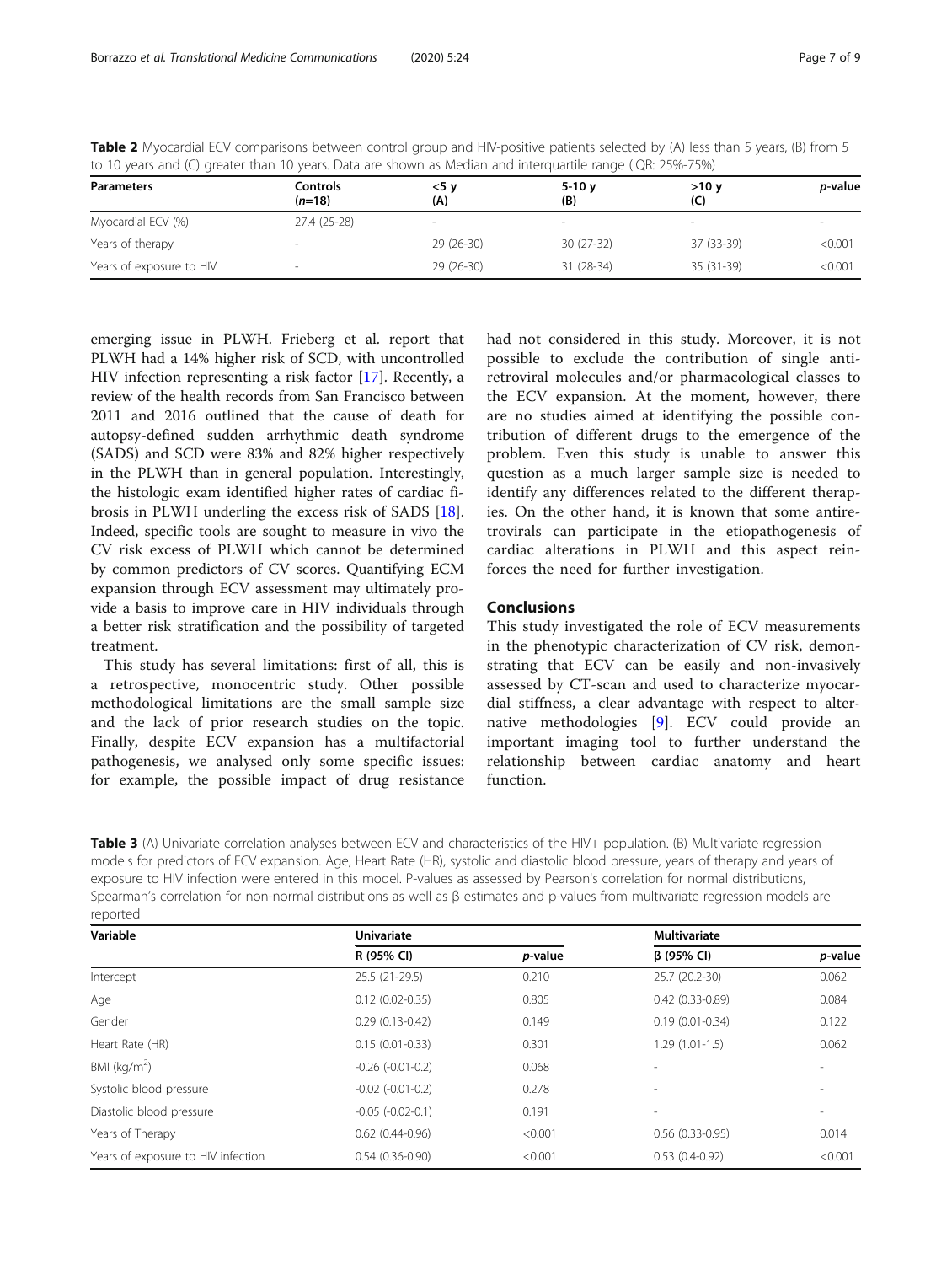**Table 2** Myocardial ECV comparisons between control group and HIV-positive patients selected by (A) less than 5 years, (B) from 5 to 10 years and (C) greater than 10 years. Data are shown as Median and interquartile range (IQR: 25%-75%)

| Parameters | Controls (*n*=18) | <5 y (A) | 5-10 y (B) | >10 y (C) | *p*-value |
|---|---|---|---|---|---|
| Myocardial ECV (%) | 27.4 (25-28) | - | - | - | - |
| Years of therapy | - | 29 (26-30) | 30 (27-32) | 37 (33-39) | <0.001 |
| Years of exposure to HIV | - | 29 (26-30) | 31 (28-34) | 35 (31-39) | <0.001 |

emerging issue in PLWH. Frieberg et al. report that PLWH had a 14% higher risk of SCD, with uncontrolled HIV infection representing a risk factor [17]. Recently, a review of the health records from San Francisco between 2011 and 2016 outlined that the cause of death for autopsy-defined sudden arrhythmic death syndrome (SADS) and SCD were 83% and 82% higher respectively in the PLWH than in general population. Interestingly, the histologic exam identified higher rates of cardiac fibrosis in PLWH underling the excess risk of SADS [18]. Indeed, specific tools are sought to measure in vivo the CV risk excess of PLWH which cannot be determined by common predictors of CV scores. Quantifying ECM expansion through ECV assessment may ultimately provide a basis to improve care in HIV individuals through a better risk stratification and the possibility of targeted treatment.

This study has several limitations: first of all, this is a retrospective, monocentric study. Other possible methodological limitations are the small sample size and the lack of prior research studies on the topic. Finally, despite ECV expansion has a multifactorial pathogenesis, we analysed only some specific issues: for example, the possible impact of drug resistance had not considered in this study. Moreover, it is not possible to exclude the contribution of single antiretroviral molecules and/or pharmacological classes to the ECV expansion. At the moment, however, there are no studies aimed at identifying the possible contribution of different drugs to the emergence of the problem. Even this study is unable to answer this question as a much larger sample size is needed to identify any differences related to the different therapies. On the other hand, it is known that some antiretrovirals can participate in the etiopathogenesis of cardiac alterations in PLWH and this aspect reinforces the need for further investigation.

## Conclusions

This study investigated the role of ECV measurements in the phenotypic characterization of CV risk, demonstrating that ECV can be easily and non-invasively assessed by CT-scan and used to characterize myocardial stiffness, a clear advantage with respect to alternative methodologies [9]. ECV could provide an important imaging tool to further understand the relationship between cardiac anatomy and heart function.

**Table 3** (A) Univariate correlation analyses between ECV and characteristics of the HIV+ population. (B) Multivariate regression models for predictors of ECV expansion. Age, Heart Rate (HR), systolic and diastolic blood pressure, years of therapy and years of exposure to HIV infection were entered in this model. P-values as assessed by Pearson's correlation for normal distributions, Spearman's correlation for non-normal distributions as well as β estimates and p-values from multivariate regression models are reported

| Variable | Univariate | | Multivariate | |
|---|---|---|---|---|
| | R (95% CI) | *p*-value | β (95% CI) | *p*-value |
| Intercept | 25.5 (21-29.5) | 0.210 | 25.7 (20.2-30) | 0.062 |
| Age | 0.12 (0.02-0.35) | 0.805 | 0.42 (0.33-0.89) | 0.084 |
| Gender | 0.29 (0.13-0.42) | 0.149 | 0.19 (0.01-0.34) | 0.122 |
| Heart Rate (HR) | 0.15 (0.01-0.33) | 0.301 | 1.29 (1.01-1.5) | 0.062 |
| BMI (kg/m$^2$) | -0.26 (-0.01-0.2) | 0.068 | - | - |
| Systolic blood pressure | -0.02 (-0.01-0.2) | 0.278 | - | - |
| Diastolic blood pressure | -0.05 (-0.02-0.1) | 0.191 | - | - |
| Years of Therapy | 0.62 (0.44-0.96) | <0.001 | 0.56 (0.33-0.95) | 0.014 |
| Years of exposure to HIV infection | 0.54 (0.36-0.90) | <0.001 | 0.53 (0.4-0.92) | <0.001 |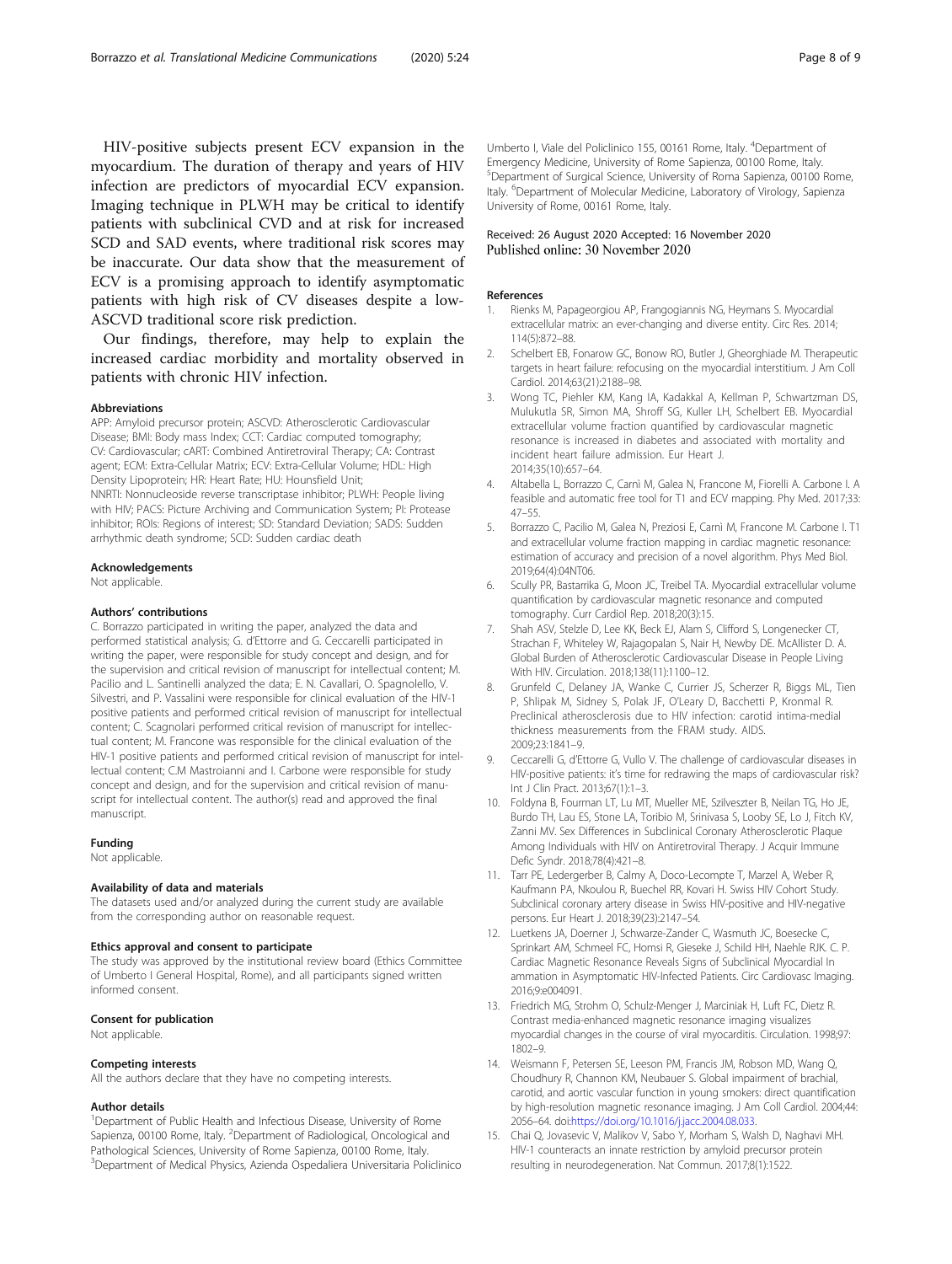HIV-positive subjects present ECV expansion in the myocardium. The duration of therapy and years of HIV infection are predictors of myocardial ECV expansion. Imaging technique in PLWH may be critical to identify patients with subclinical CVD and at risk for increased SCD and SAD events, where traditional risk scores may be inaccurate. Our data show that the measurement of ECV is a promising approach to identify asymptomatic patients with high risk of CV diseases despite a low-ASCVD traditional score risk prediction.

Our findings, therefore, may help to explain the increased cardiac morbidity and mortality observed in patients with chronic HIV infection.

#### Abbreviations

APP: Amyloid precursor protein; ASCVD: Atherosclerotic Cardiovascular Disease; BMI: Body mass Index; CCT: Cardiac computed tomography; CV: Cardiovascular; cART: Combined Antiretroviral Therapy; CA: Contrast agent; ECM: Extra-Cellular Matrix; ECV: Extra-Cellular Volume; HDL: High Density Lipoprotein; HR: Heart Rate; HU: Hounsfield Unit; NNRTI: Nonnucleoside reverse transcriptase inhibitor; PLWH: People living with HIV; PACS: Picture Archiving and Communication System; PI: Protease inhibitor; ROIs: Regions of interest; SD: Standard Deviation; SADS: Sudden arrhythmic death syndrome; SCD: Sudden cardiac death

#### Acknowledgements

Not applicable.

#### Authors' contributions

C. Borrazzo participated in writing the paper, analyzed the data and performed statistical analysis; G. d'Ettorre and G. Ceccarelli participated in writing the paper, were responsible for study concept and design, and for the supervision and critical revision of manuscript for intellectual content; M. Pacilio and L. Santinelli analyzed the data; E. N. Cavallari, O. Spagnolello, V. Silvestri, and P. Vassalini were responsible for clinical evaluation of the HIV-1 positive patients and performed critical revision of manuscript for intellectual content; C. Scagnolari performed critical revision of manuscript for intellectual content; M. Francone was responsible for the clinical evaluation of the HIV-1 positive patients and performed critical revision of manuscript for intellectual content; C.M Mastroianni and I. Carbone were responsible for study concept and design, and for the supervision and critical revision of manuscript for intellectual content. The author(s) read and approved the final manuscript.

#### Funding

Not applicable.

#### Availability of data and materials

The datasets used and/or analyzed during the current study are available from the corresponding author on reasonable request.

#### Ethics approval and consent to participate

The study was approved by the institutional review board (Ethics Committee of Umberto I General Hospital, Rome), and all participants signed written informed consent.

#### Consent for publication

Not applicable.

#### Competing interests

All the authors declare that they have no competing interests.

#### Author details

[1]Department of Public Health and Infectious Disease, University of Rome Sapienza, 00100 Rome, Italy. [2]Department of Radiological, Oncological and Pathological Sciences, University of Rome Sapienza, 00100 Rome, Italy. [3]Department of Medical Physics, Azienda Ospedaliera Universitaria Policlinico Umberto I, Viale del Policlinico 155, 00161 Rome, Italy. [4]Department of Emergency Medicine, University of Rome Sapienza, 00100 Rome, Italy. [5]Department of Surgical Science, University of Roma Sapienza, 00100 Rome, Italy. [6]Department of Molecular Medicine, Laboratory of Virology, Sapienza University of Rome, 00161 Rome, Italy.

Received: 26 August 2020 Accepted: 16 November 2020
Published online: 30 November 2020

#### References

1. Rienks M, Papageorgiou AP, Frangogiannis NG, Heymans S. Myocardial extracellular matrix: an ever-changing and diverse entity. Circ Res. 2014;114(5):872–88.
2. Schelbert EB, Fonarow GC, Bonow RO, Butler J, Gheorghiade M. Therapeutic targets in heart failure: refocusing on the myocardial interstitium. J Am Coll Cardiol. 2014;63(21):2188–98.
3. Wong TC, Piehler KM, Kang IA, Kadakkal A, Kellman P, Schwartzman DS, Mulukutla SR, Simon MA, Shroff SG, Kuller LH, Schelbert EB. Myocardial extracellular volume fraction quantified by cardiovascular magnetic resonance is increased in diabetes and associated with mortality and incident heart failure admission. Eur Heart J. 2014;35(10):657–64.
4. Altabella L, Borrazzo C, Carnì M, Galea N, Francone M, Fiorelli A. Carbone I. A feasible and automatic free tool for T1 and ECV mapping. Phy Med. 2017;33:47–55.
5. Borrazzo C, Pacilio M, Galea N, Preziosi E, Carnì M, Francone M. Carbone I. T1 and extracellular volume fraction mapping in cardiac magnetic resonance: estimation of accuracy and precision of a novel algorithm. Phys Med Biol. 2019;64(4):04NT06.
6. Scully PR, Bastarrika G, Moon JC, Treibel TA. Myocardial extracellular volume quantification by cardiovascular magnetic resonance and computed tomography. Curr Cardiol Rep. 2018;20(3):15.
7. Shah ASV, Stelzle D, Lee KK, Beck EJ, Alam S, Clifford S, Longenecker CT, Strachan F, Whiteley W, Rajagopalan S, Nair H, Newby DE. McAllister D. A. Global Burden of Atherosclerotic Cardiovascular Disease in People Living With HIV. Circulation. 2018;138(11):1100–12.
8. Grunfeld C, Delaney JA, Wanke C, Currier JS, Scherzer R, Biggs ML, Tien P, Shlipak M, Sidney S, Polak JF, O'Leary D, Bacchetti P, Kronmal R. Preclinical atherosclerosis due to HIV infection: carotid intima-medial thickness measurements from the FRAM study. AIDS. 2009;23:1841–9.
9. Ceccarelli G, d'Ettorre G, Vullo V. The challenge of cardiovascular diseases in HIV-positive patients: it's time for redrawing the maps of cardiovascular risk? Int J Clin Pract. 2013;67(1):1–3.
10. Foldyna B, Fourman LT, Lu MT, Mueller ME, Szilveszter B, Neilan TG, Ho JE, Burdo TH, Lau ES, Stone LA, Toribio M, Srinivasa S, Looby SE, Lo J, Fitch KV, Zanni MV. Sex Differences in Subclinical Coronary Atherosclerotic Plaque Among Individuals with HIV on Antiretroviral Therapy. J Acquir Immune Defic Syndr. 2018;78(4):421–8.
11. Tarr PE, Ledergerber B, Calmy A, Doco-Lecompte T, Marzel A, Weber R, Kaufmann PA, Nkoulou R, Buechel RR, Kovari H. Swiss HIV Cohort Study. Subclinical coronary artery disease in Swiss HIV-positive and HIV-negative persons. Eur Heart J. 2018;39(23):2147–54.
12. Luetkens JA, Doerner J, Schwarze-Zander C, Wasmuth JC, Boesecke C, Sprinkart AM, Schmeel FC, Homsi R, Gieseke J, Schild HH, Naehle RJK. C. P. Cardiac Magnetic Resonance Reveals Signs of Subclinical Myocardial In ammation in Asymptomatic HIV-Infected Patients. Circ Cardiovasc Imaging. 2016;9:e004091.
13. Friedrich MG, Strohm O, Schulz-Menger J, Marciniak H, Luft FC, Dietz R. Contrast media-enhanced magnetic resonance imaging visualizes myocardial changes in the course of viral myocarditis. Circulation. 1998;97:1802–9.
14. Weismann F, Petersen SE, Leeson PM, Francis JM, Robson MD, Wang Q, Choudhury R, Channon KM, Neubauer S. Global impairment of brachial, carotid, and aortic vascular function in young smokers: direct quantification by high-resolution magnetic resonance imaging. J Am Coll Cardiol. 2004;44:2056–64. doi:https://doi.org/10.1016/j.jacc.2004.08.033.
15. Chai Q, Jovasevic V, Malikov V, Sabo Y, Morham S, Walsh D, Naghavi MH. HIV-1 counteracts an innate restriction by amyloid precursor protein resulting in neurodegeneration. Nat Commun. 2017;8(1):1522.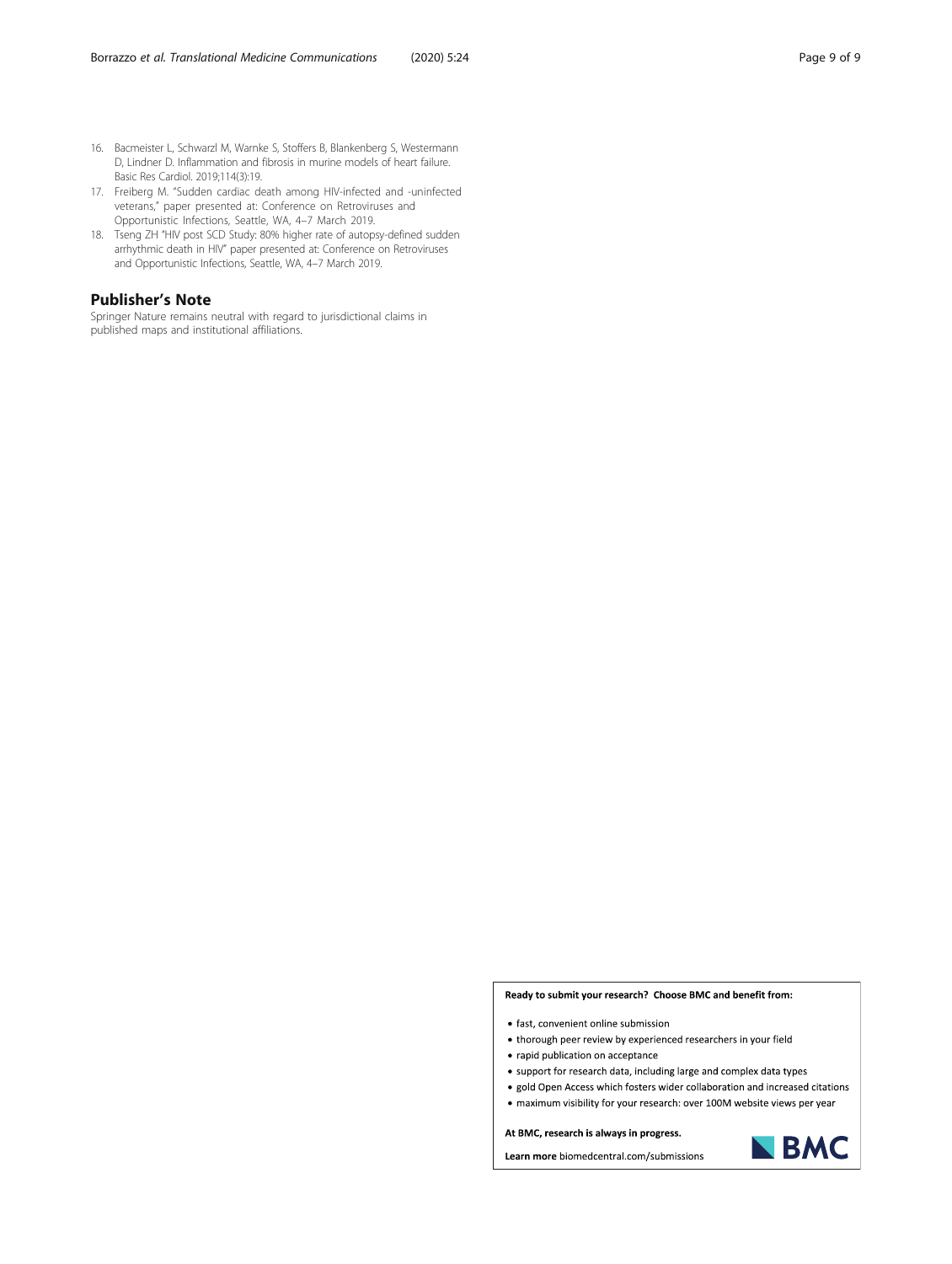16. Bacmeister L, Schwarzl M, Warnke S, Stoffers B, Blankenberg S, Westermann D, Lindner D. Inflammation and fibrosis in murine models of heart failure. Basic Res Cardiol. 2019;114(3):19.
17. Freiberg M. "Sudden cardiac death among HIV-infected and -uninfected veterans," paper presented at: Conference on Retroviruses and Opportunistic Infections, Seattle, WA, 4–7 March 2019.
18. Tseng ZH "HIV post SCD Study: 80% higher rate of autopsy-defined sudden arrhythmic death in HIV" paper presented at: Conference on Retroviruses and Opportunistic Infections, Seattle, WA, 4–7 March 2019.

## Publisher's Note

Springer Nature remains neutral with regard to jurisdictional claims in published maps and institutional affiliations.

**Ready to submit your research? Choose BMC and benefit from:**

- fast, convenient online submission
- thorough peer review by experienced researchers in your field
- rapid publication on acceptance
- support for research data, including large and complex data types
- gold Open Access which fosters wider collaboration and increased citations
- maximum visibility for your research: over 100M website views per year

**At BMC, research is always in progress.**

**Learn more** biomedcentral.com/submissions

BMC